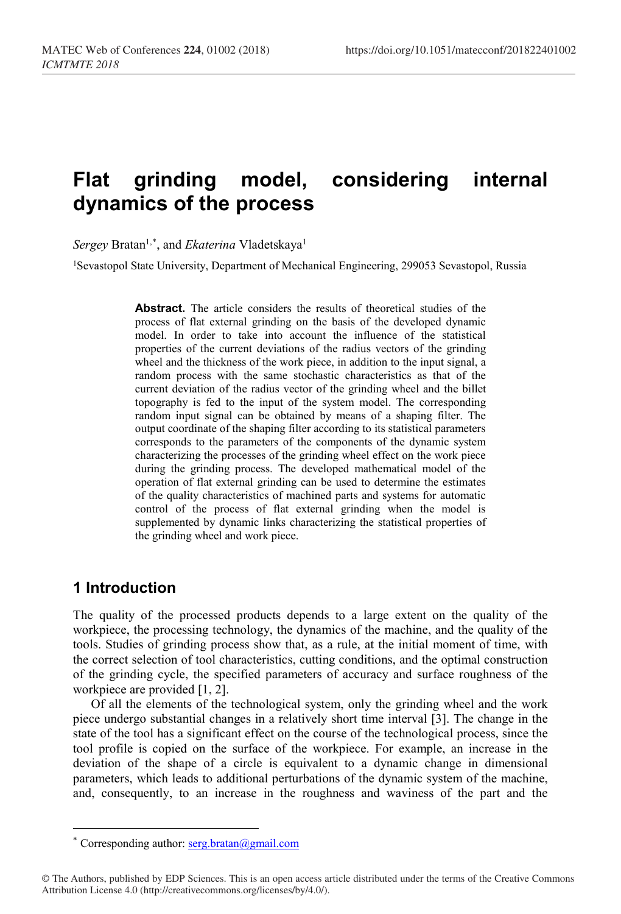# Flat grinding model, considering internal dynamics of the process

*Sergey* Bratan[1,*], and *Ekaterina* Vladetskaya[1]

[1]Sevastopol State University, Department of Mechanical Engineering, 299053 Sevastopol, Russia

**Abstract.** The article considers the results of theoretical studies of the process of flat external grinding on the basis of the developed dynamic model. In order to take into account the influence of the statistical properties of the current deviations of the radius vectors of the grinding wheel and the thickness of the work piece, in addition to the input signal, a random process with the same stochastic characteristics as that of the current deviation of the radius vector of the grinding wheel and the billet topography is fed to the input of the system model. The corresponding random input signal can be obtained by means of a shaping filter. The output coordinate of the shaping filter according to its statistical parameters corresponds to the parameters of the components of the dynamic system characterizing the processes of the grinding wheel effect on the work piece during the grinding process. The developed mathematical model of the operation of flat external grinding can be used to determine the estimates of the quality characteristics of machined parts and systems for automatic control of the process of flat external grinding when the model is supplemented by dynamic links characterizing the statistical properties of the grinding wheel and work piece.

## 1 Introduction

The quality of the processed products depends to a large extent on the quality of the workpiece, the processing technology, the dynamics of the machine, and the quality of the tools. Studies of grinding process show that, as a rule, at the initial moment of time, with the correct selection of tool characteristics, cutting conditions, and the optimal construction of the grinding cycle, the specified parameters of accuracy and surface roughness of the workpiece are provided [1, 2].

Of all the elements of the technological system, only the grinding wheel and the work piece undergo substantial changes in a relatively short time interval [3]. The change in the state of the tool has a significant effect on the course of the technological process, since the tool profile is copied on the surface of the workpiece. For example, an increase in the deviation of the shape of a circle is equivalent to a dynamic change in dimensional parameters, which leads to additional perturbations of the dynamic system of the machine, and, consequently, to an increase in the roughness and waviness of the part and the

* Corresponding author: serg.bratan@gmail.com

© The Authors, published by EDP Sciences. This is an open access article distributed under the terms of the Creative Commons Attribution License 4.0 (http://creativecommons.org/licenses/by/4.0/).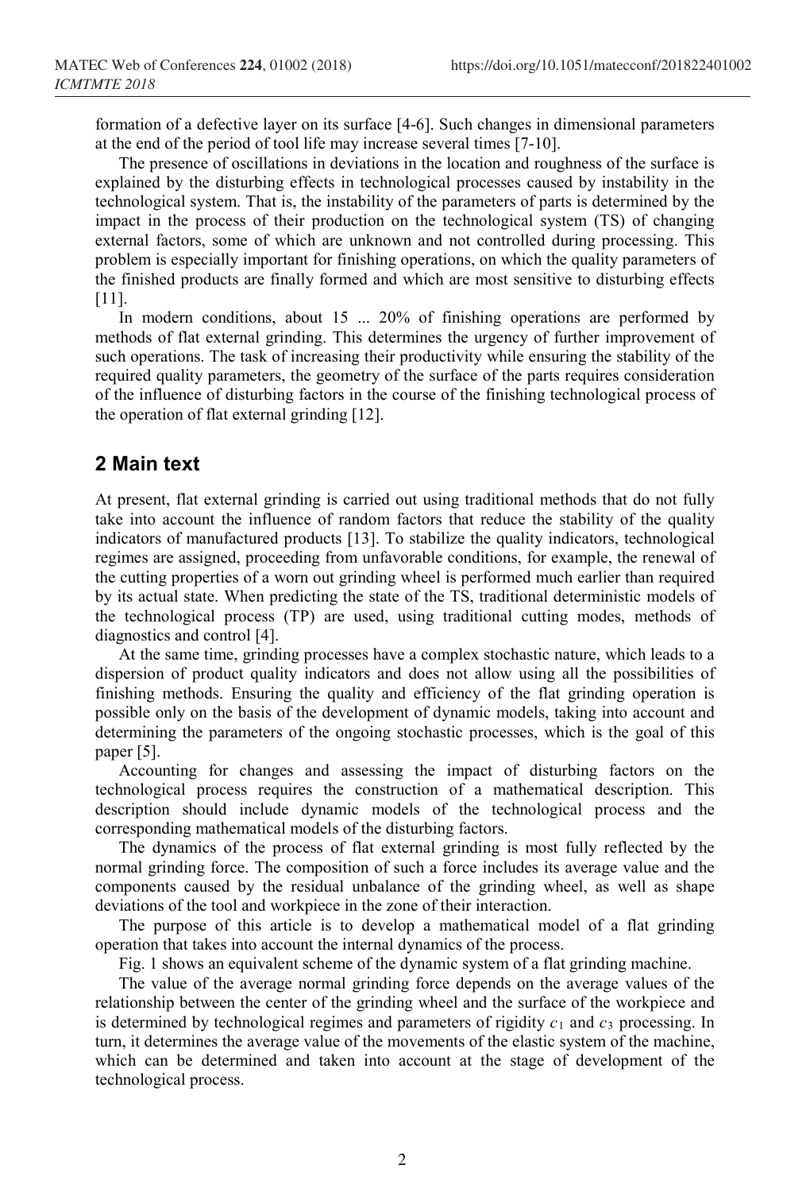formation of a defective layer on its surface [4-6]. Such changes in dimensional parameters at the end of the period of tool life may increase several times [7-10].

The presence of oscillations in deviations in the location and roughness of the surface is explained by the disturbing effects in technological processes caused by instability in the technological system. That is, the instability of the parameters of parts is determined by the impact in the process of their production on the technological system (TS) of changing external factors, some of which are unknown and not controlled during processing. This problem is especially important for finishing operations, on which the quality parameters of the finished products are finally formed and which are most sensitive to disturbing effects [11].

In modern conditions, about 15 ... 20% of finishing operations are performed by methods of flat external grinding. This determines the urgency of further improvement of such operations. The task of increasing their productivity while ensuring the stability of the required quality parameters, the geometry of the surface of the parts requires consideration of the influence of disturbing factors in the course of the finishing technological process of the operation of flat external grinding [12].

## 2 Main text

At present, flat external grinding is carried out using traditional methods that do not fully take into account the influence of random factors that reduce the stability of the quality indicators of manufactured products [13]. To stabilize the quality indicators, technological regimes are assigned, proceeding from unfavorable conditions, for example, the renewal of the cutting properties of a worn out grinding wheel is performed much earlier than required by its actual state. When predicting the state of the TS, traditional deterministic models of the technological process (TP) are used, using traditional cutting modes, methods of diagnostics and control [4].

At the same time, grinding processes have a complex stochastic nature, which leads to a dispersion of product quality indicators and does not allow using all the possibilities of finishing methods. Ensuring the quality and efficiency of the flat grinding operation is possible only on the basis of the development of dynamic models, taking into account and determining the parameters of the ongoing stochastic processes, which is the goal of this paper [5].

Accounting for changes and assessing the impact of disturbing factors on the technological process requires the construction of a mathematical description. This description should include dynamic models of the technological process and the corresponding mathematical models of the disturbing factors.

The dynamics of the process of flat external grinding is most fully reflected by the normal grinding force. The composition of such a force includes its average value and the components caused by the residual unbalance of the grinding wheel, as well as shape deviations of the tool and workpiece in the zone of their interaction.

The purpose of this article is to develop a mathematical model of a flat grinding operation that takes into account the internal dynamics of the process.

Fig. 1 shows an equivalent scheme of the dynamic system of a flat grinding machine.

The value of the average normal grinding force depends on the average values of the relationship between the center of the grinding wheel and the surface of the workpiece and is determined by technological regimes and parameters of rigidity $c_1$ and $c_3$ processing. In turn, it determines the average value of the movements of the elastic system of the machine, which can be determined and taken into account at the stage of development of the technological process.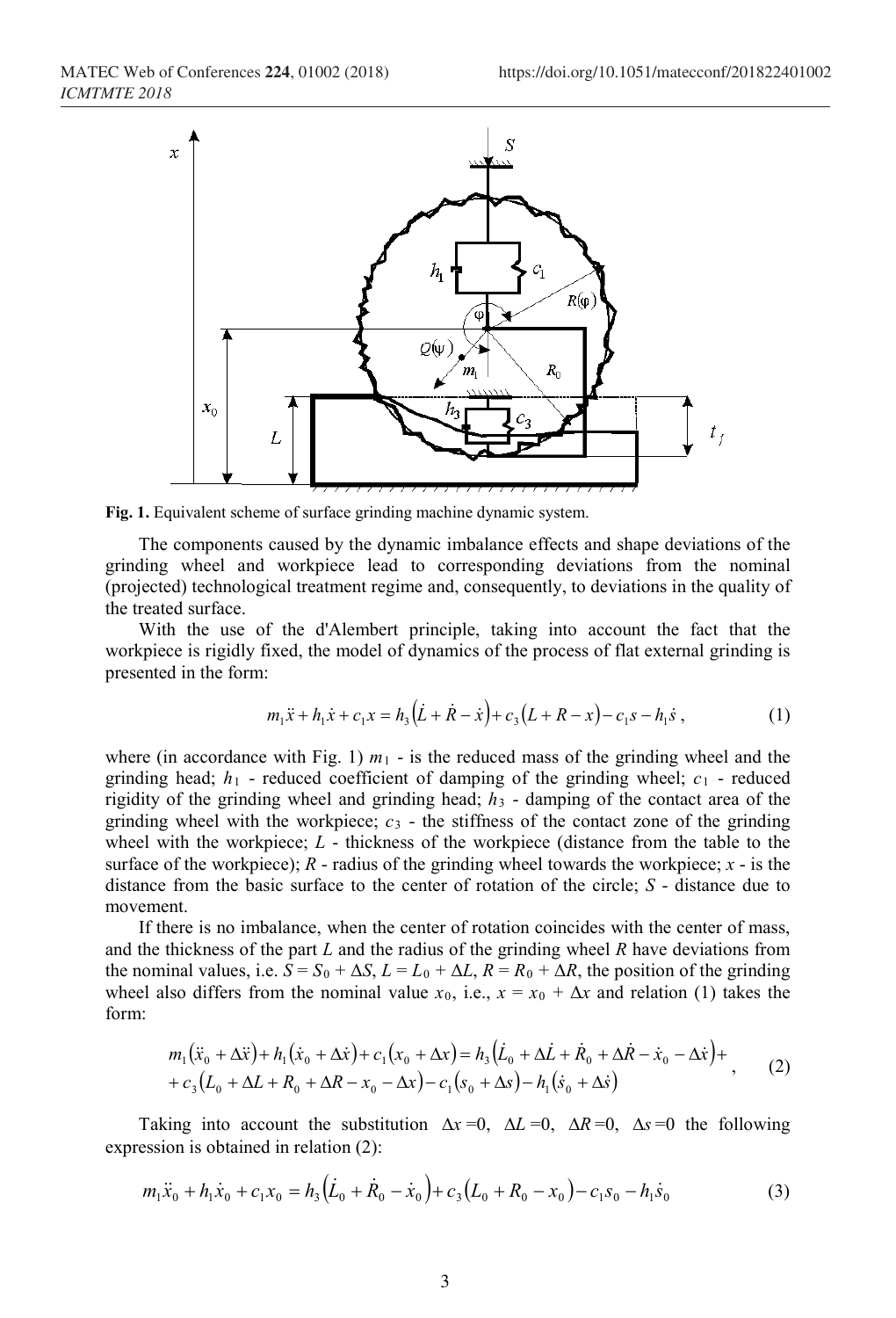**Fig. 1.** Equivalent scheme of surface grinding machine dynamic system.

The components caused by the dynamic imbalance effects and shape deviations of the grinding wheel and workpiece lead to corresponding deviations from the nominal (projected) technological treatment regime and, consequently, to deviations in the quality of the treated surface.

With the use of the d'Alembert principle, taking into account the fact that the workpiece is rigidly fixed, the model of dynamics of the process of flat external grinding is presented in the form:

$$m_1\ddot{x} + h_1\dot{x} + c_1 x = h_3\left(\dot{L} + \dot{R} - \dot{x}\right) + c_3\left(L + R - x\right) - c_1 s - h_1\dot{s}\,, \tag{1}$$

where (in accordance with Fig. 1) $m_1$ - is the reduced mass of the grinding wheel and the grinding head; $h_1$ - reduced coefficient of damping of the grinding wheel; $c_1$ - reduced rigidity of the grinding wheel and grinding head; $h_3$ - damping of the contact area of the grinding wheel with the workpiece; $c_3$ - the stiffness of the contact zone of the grinding wheel with the workpiece; $L$ - thickness of the workpiece (distance from the table to the surface of the workpiece); $R$ - radius of the grinding wheel towards the workpiece; $x$ - is the distance from the basic surface to the center of rotation of the circle; $S$ - distance due to movement.

If there is no imbalance, when the center of rotation coincides with the center of mass, and the thickness of the part $L$ and the radius of the grinding wheel $R$ have deviations from the nominal values, i.e. $S = S_0 + \Delta S$, $L = L_0 + \Delta L$, $R = R_0 + \Delta R$, the position of the grinding wheel also differs from the nominal value $x_0$, i.e., $x = x_0 + \Delta x$ and relation (1) takes the form:

$$\begin{aligned} &m_1\left(\ddot{x}_0 + \Delta\ddot{x}\right) + h_1\left(\dot{x}_0 + \Delta\dot{x}\right) + c_1\left(x_0 + \Delta x\right) = h_3\left(\dot{L}_0 + \Delta\dot{L} + \dot{R}_0 + \Delta\dot{R} - \dot{x}_0 - \Delta\dot{x}\right) + \\ &+ c_3\left(L_0 + \Delta L + R_0 + \Delta R - x_0 - \Delta x\right) - c_1\left(s_0 + \Delta s\right) - h_1\left(\dot{s}_0 + \Delta\dot{s}\right) \end{aligned}, \tag{2}$$

Taking into account the substitution $\Delta x = 0$, $\Delta L = 0$, $\Delta R = 0$, $\Delta s = 0$ the following expression is obtained in relation (2):

$$m_1\ddot{x}_0 + h_1\dot{x}_0 + c_1 x_0 = h_3\left(\dot{L}_0 + \dot{R}_0 - \dot{x}_0\right) + c_3\left(L_0 + R_0 - x_0\right) - c_1 s_0 - h_1\dot{s}_0 \tag{3}$$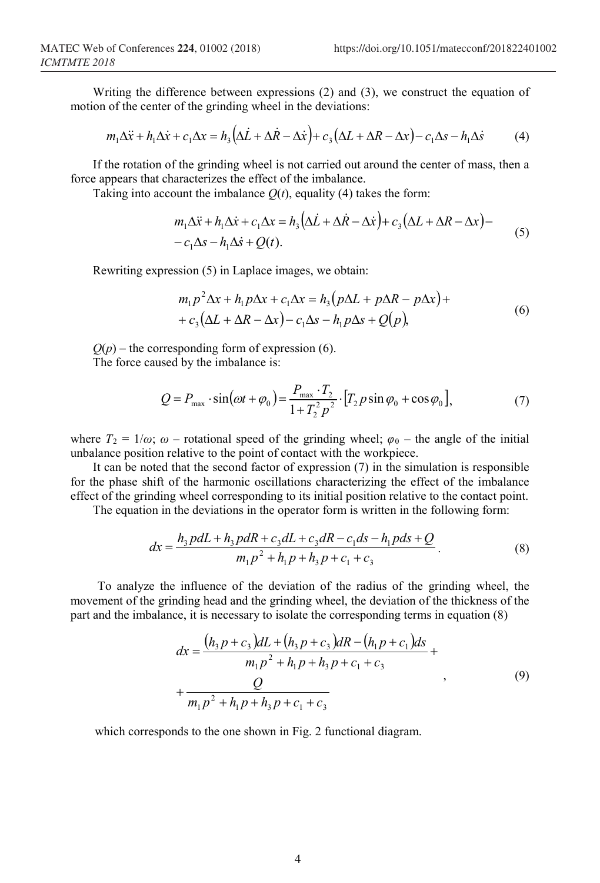Writing the difference between expressions (2) and (3), we construct the equation of motion of the center of the grinding wheel in the deviations:

$$m_1 \Delta \ddot{x} + h_1 \Delta \dot{x} + c_1 \Delta x = h_3 \left( \Delta \dot{L} + \Delta \dot{R} - \Delta \dot{x} \right) + c_3 \left( \Delta L + \Delta R - \Delta x \right) - c_1 \Delta s - h_1 \Delta \dot{s} \tag{4}$$

If the rotation of the grinding wheel is not carried out around the center of mass, then a force appears that characterizes the effect of the imbalance.

Taking into account the imbalance $Q(t)$, equality (4) takes the form:

$$\begin{aligned} & m_1 \Delta \ddot{x} + h_1 \Delta \dot{x} + c_1 \Delta x = h_3 \left( \Delta \dot{L} + \Delta \dot{R} - \Delta \dot{x} \right) + c_3 \left( \Delta L + \Delta R - \Delta x \right) - \\ & - c_1 \Delta s - h_1 \Delta \dot{s} + Q(t). \end{aligned} \tag{5}$$

Rewriting expression (5) in Laplace images, we obtain:

$$\begin{aligned} & m_1 p^2 \Delta x + h_1 p \Delta x + c_1 \Delta x = h_3 \left( p \Delta L + p \Delta R - p \Delta x \right) + \\ & + c_3 \left( \Delta L + \Delta R - \Delta x \right) - c_1 \Delta s - h_1 p \Delta s + Q(p), \end{aligned} \tag{6}$$

$Q(p)$ – the corresponding form of expression (6).

The force caused by the imbalance is:

$$Q = P_{\max} \cdot \sin(\omega t + \varphi_0) = \frac{P_{\max} \cdot T_2}{1 + T_2^2 p^2} \cdot \left[ T_2 p \sin \varphi_0 + \cos \varphi_0 \right], \tag{7}$$

where $T_2 = 1/\omega$; $\omega$ – rotational speed of the grinding wheel; $\varphi_0$ – the angle of the initial unbalance position relative to the point of contact with the workpiece.

It can be noted that the second factor of expression (7) in the simulation is responsible for the phase shift of the harmonic oscillations characterizing the effect of the imbalance effect of the grinding wheel corresponding to its initial position relative to the contact point.

The equation in the deviations in the operator form is written in the following form:

$$dx = \frac{h_3 p dL + h_3 p dR + c_3 dL + c_3 dR - c_1 ds - h_1 p ds + Q}{m_1 p^2 + h_1 p + h_3 p + c_1 + c_3}. \tag{8}$$

To analyze the influence of the deviation of the radius of the grinding wheel, the movement of the grinding head and the grinding wheel, the deviation of the thickness of the part and the imbalance, it is necessary to isolate the corresponding terms in equation (8)

$$\begin{aligned} dx = & \frac{(h_3 p + c_3) dL + (h_3 p + c_3) dR - (h_1 p + c_1) ds}{m_1 p^2 + h_1 p + h_3 p + c_1 + c_3} + \\ & + \frac{Q}{m_1 p^2 + h_1 p + h_3 p + c_1 + c_3} \end{aligned}, \tag{9}$$

which corresponds to the one shown in Fig. 2 functional diagram.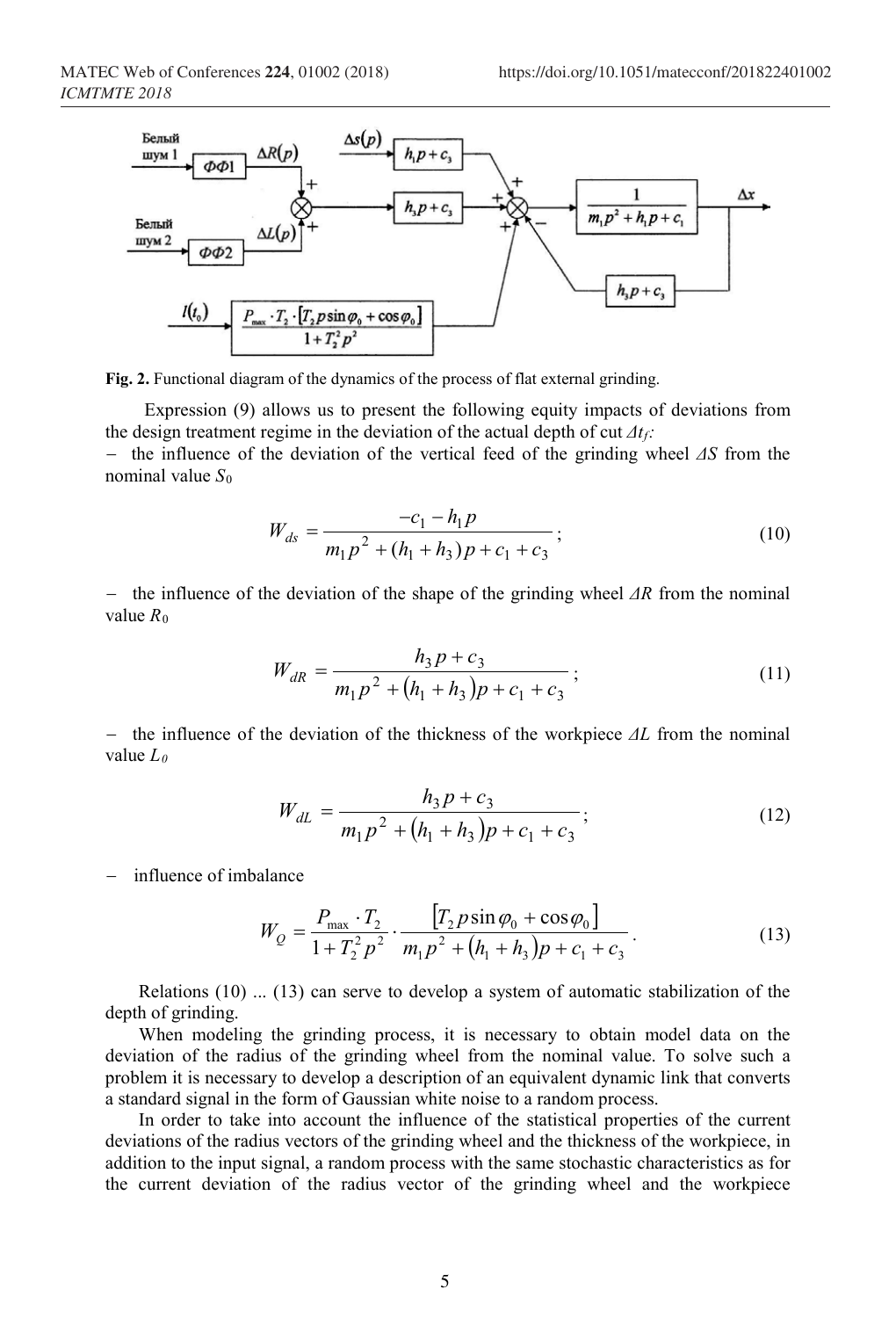**Fig. 2.** Functional diagram of the dynamics of the process of flat external grinding.

Expression (9) allows us to present the following equity impacts of deviations from the design treatment regime in the deviation of the actual depth of cut $\Delta t_f$:

- the influence of the deviation of the vertical feed of the grinding wheel $\Delta S$ from the nominal value $S_0$

$$W_{ds} = \frac{-c_1 - h_1 p}{m_1 p^2 + (h_1 + h_3) p + c_1 + c_3}; \tag{10}$$

- the influence of the deviation of the shape of the grinding wheel $\Delta R$ from the nominal value $R_0$

$$W_{dR} = \frac{h_3 p + c_3}{m_1 p^2 + (h_1 + h_3) p + c_1 + c_3}; \tag{11}$$

- the influence of the deviation of the thickness of the workpiece $\Delta L$ from the nominal value $L_0$

$$W_{dL} = \frac{h_3 p + c_3}{m_1 p^2 + (h_1 + h_3) p + c_1 + c_3}; \tag{12}$$

- influence of imbalance

$$W_Q = \frac{P_{\max} \cdot T_2}{1 + T_2^2 p^2} \cdot \frac{[T_2 p \sin \varphi_0 + \cos \varphi_0]}{m_1 p^2 + (h_1 + h_3) p + c_1 + c_3}. \tag{13}$$

Relations (10) ... (13) can serve to develop a system of automatic stabilization of the depth of grinding.

When modeling the grinding process, it is necessary to obtain model data on the deviation of the radius of the grinding wheel from the nominal value. To solve such a problem it is necessary to develop a description of an equivalent dynamic link that converts a standard signal in the form of Gaussian white noise to a random process.

In order to take into account the influence of the statistical properties of the current deviations of the radius vectors of the grinding wheel and the thickness of the workpiece, in addition to the input signal, a random process with the same stochastic characteristics as for the current deviation of the radius vector of the grinding wheel and the workpiece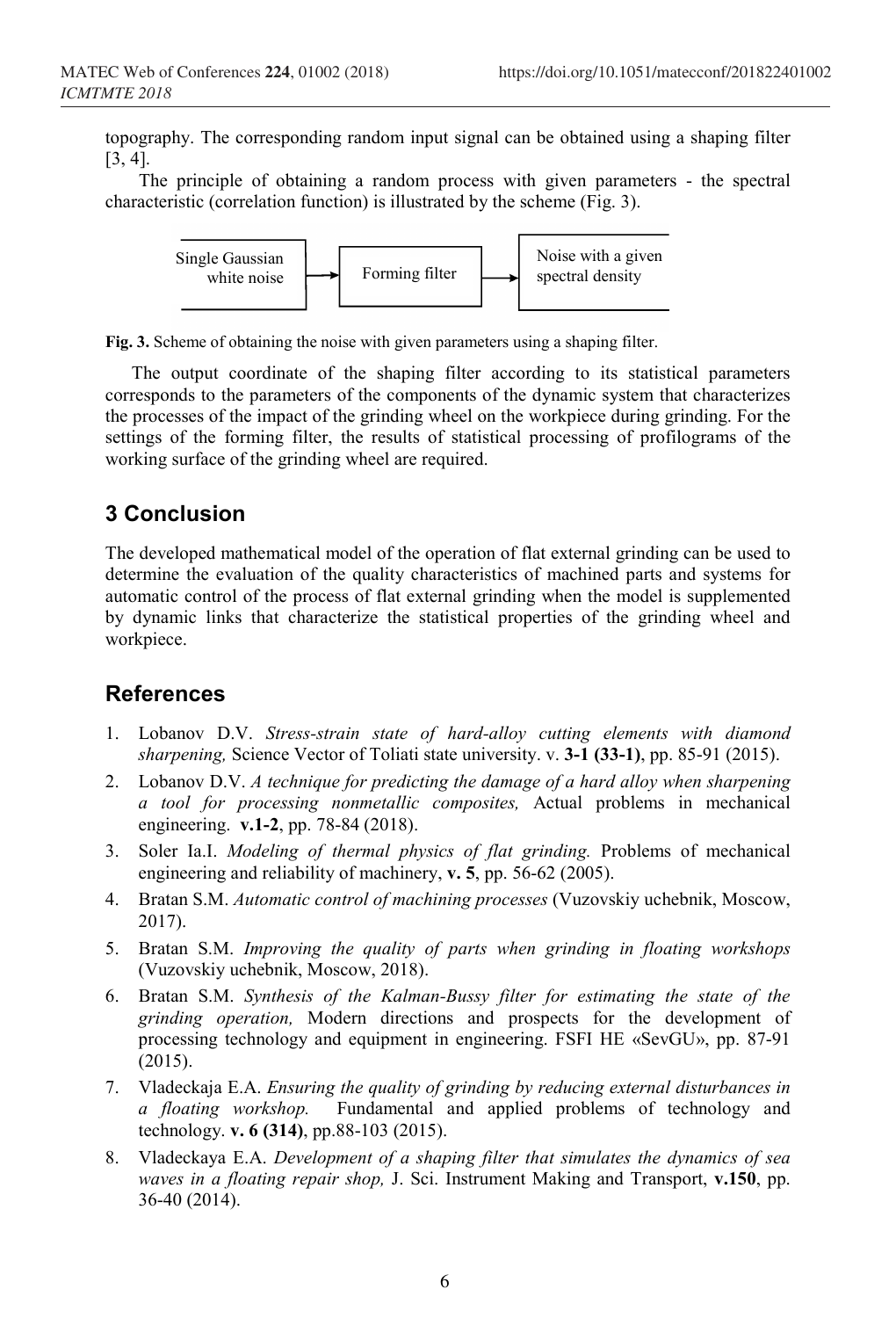topography. The corresponding random input signal can be obtained using a shaping filter [3, 4].

The principle of obtaining a random process with given parameters - the spectral characteristic (correlation function) is illustrated by the scheme (Fig. 3).

Single Gaussian white noise → Forming filter → Noise with a given spectral density

**Fig. 3.** Scheme of obtaining the noise with given parameters using a shaping filter.

The output coordinate of the shaping filter according to its statistical parameters corresponds to the parameters of the components of the dynamic system that characterizes the processes of the impact of the grinding wheel on the workpiece during grinding. For the settings of the forming filter, the results of statistical processing of profilograms of the working surface of the grinding wheel are required.

## 3 Conclusion

The developed mathematical model of the operation of flat external grinding can be used to determine the evaluation of the quality characteristics of machined parts and systems for automatic control of the process of flat external grinding when the model is supplemented by dynamic links that characterize the statistical properties of the grinding wheel and workpiece.

## References

1. Lobanov D.V. *Stress-strain state of hard-alloy cutting elements with diamond sharpening,* Science Vector of Toliati state university. v. **3-1 (33-1)**, pp. 85-91 (2015).
2. Lobanov D.V. *A technique for predicting the damage of a hard alloy when sharpening a tool for processing nonmetallic composites,* Actual problems in mechanical engineering. **v.1-2**, pp. 78-84 (2018).
3. Soler Ia.I. *Modeling of thermal physics of flat grinding.* Problems of mechanical engineering and reliability of machinery, **v. 5**, pp. 56-62 (2005).
4. Bratan S.M. *Automatic control of machining processes* (Vuzovskiy uchebnik, Moscow, 2017).
5. Bratan S.M. *Improving the quality of parts when grinding in floating workshops* (Vuzovskiy uchebnik, Moscow, 2018).
6. Bratan S.M. *Synthesis of the Kalman-Bussy filter for estimating the state of the grinding operation,* Modern directions and prospects for the development of processing technology and equipment in engineering. FSFI HE «SevGU», pp. 87-91 (2015).
7. Vladeckaja E.A. *Ensuring the quality of grinding by reducing external disturbances in a floating workshop.* Fundamental and applied problems of technology and technology. **v. 6 (314)**, pp.88-103 (2015).
8. Vladeckaya E.A. *Development of a shaping filter that simulates the dynamics of sea waves in a floating repair shop,* J. Sci. Instrument Making and Transport, **v.150**, pp. 36-40 (2014).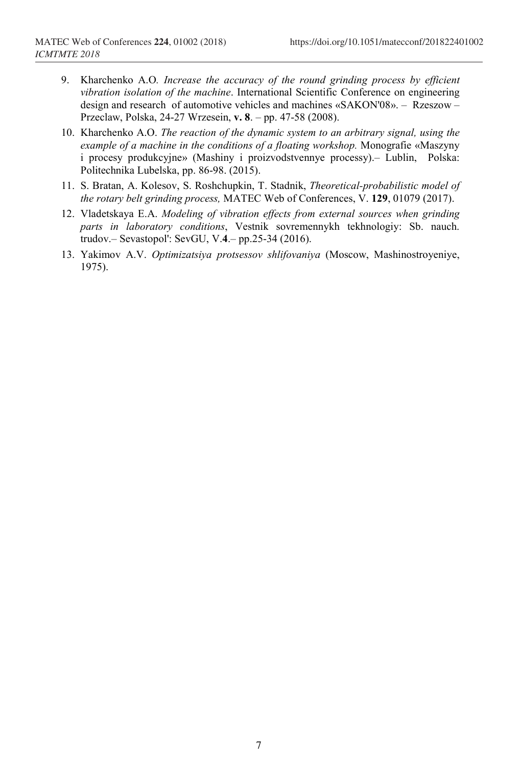9. Kharchenko A.O*. Increase the accuracy of the round grinding process by efficient vibration isolation of the machine*. International Scientific Conference on engineering design and research of automotive vehicles and machines «SAKON'08». – Rzeszow – Przeclaw, Polska, 24-27 Wrzesein, **v. 8**. – pp. 47-58 (2008).
10. Kharchenko A.O. *The reaction of the dynamic system to an arbitrary signal, using the example of a machine in the conditions of a floating workshop.* Monografie «Maszyny i procesy produkcyjne» (Mashiny i proizvodstvennye processy).– Lublin, Polska: Politechnika Lubelska, pp. 86-98. (2015).
11. S. Bratan, A. Kolesov, S. Roshchupkin, T. Stadnik, *Theoretical-probabilistic model of the rotary belt grinding process,* MATEC Web of Conferences, V. **129**, 01079 (2017).
12. Vladetskaya E.A. *Modeling of vibration effects from external sources when grinding parts in laboratory conditions*, Vestnik sovremennykh tekhnologiy: Sb. nauch. trudov.– Sevastopol': SevGU, V.**4**.– pp.25-34 (2016).
13. Yakimov A.V. *Optimizatsiya protsessov shlifovaniya* (Moscow, Mashinostroyeniye, 1975).